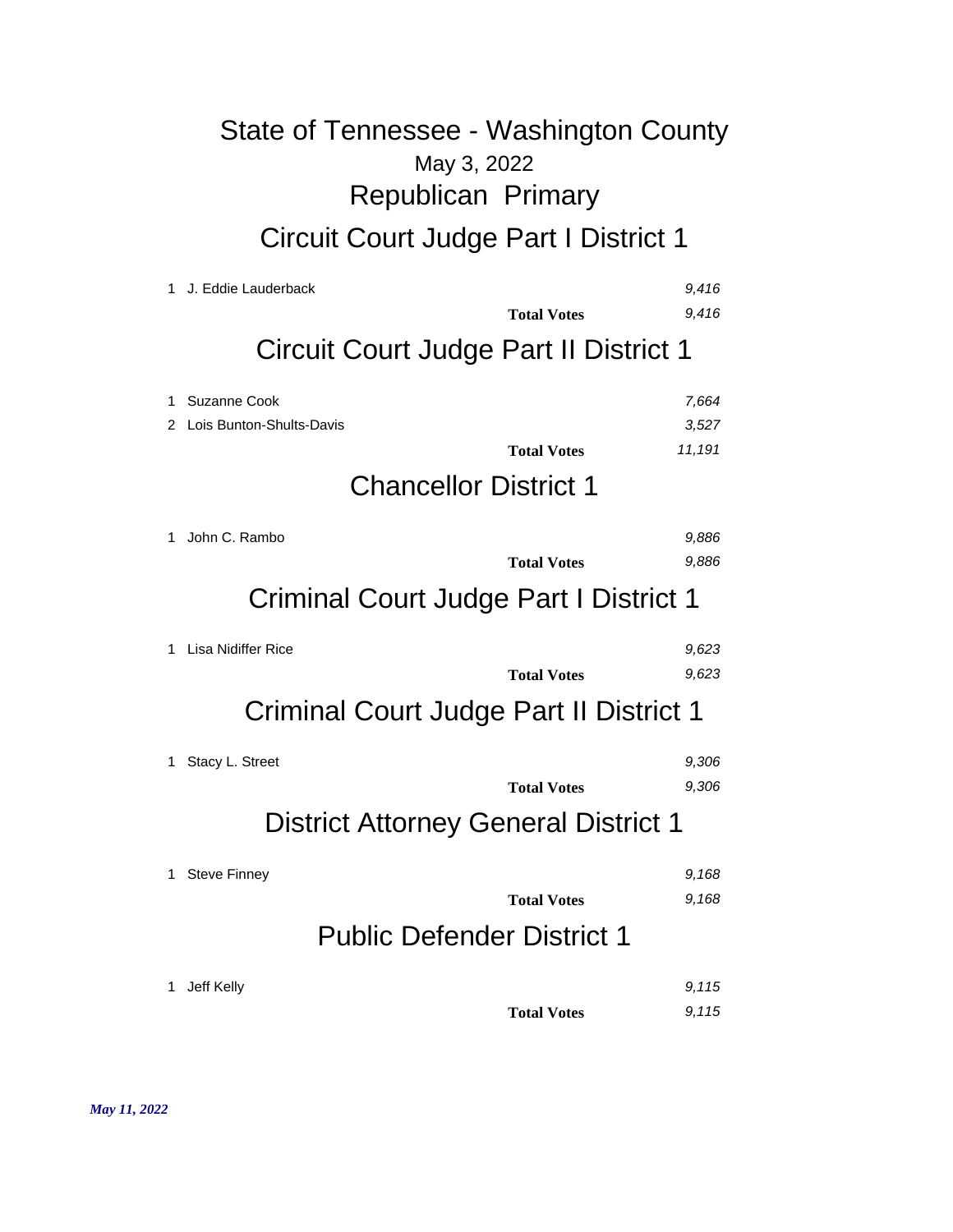# State of Tennessee - Washington County

May 3, 2022

## Republican Primary

### Circuit Court Judge Part I District 1

| | Candidate | Votes |
|---|---|---|
| 1 | J. Eddie Lauderback | *9,416* |
| | **Total Votes** | *9,416* |

### Circuit Court Judge Part II District 1

| | Candidate | Votes |
|---|---|---|
| 1 | Suzanne Cook | *7,664* |
| 2 | Lois Bunton-Shults-Davis | *3,527* |
| | **Total Votes** | *11,191* |

### Chancellor District 1

| | Candidate | Votes |
|---|---|---|
| 1 | John C. Rambo | *9,886* |
| | **Total Votes** | *9,886* |

### Criminal Court Judge Part I District 1

| | Candidate | Votes |
|---|---|---|
| 1 | Lisa Nidiffer Rice | *9,623* |
| | **Total Votes** | *9,623* |

### Criminal Court Judge Part II District 1

| | Candidate | Votes |
|---|---|---|
| 1 | Stacy L. Street | *9,306* |
| | **Total Votes** | *9,306* |

### District Attorney General District 1

| | Candidate | Votes |
|---|---|---|
| 1 | Steve Finney | *9,168* |
| | **Total Votes** | *9,168* |

### Public Defender District 1

| | Candidate | Votes |
|---|---|---|
| 1 | Jeff Kelly | *9,115* |
| | **Total Votes** | *9,115* |

***May 11, 2022***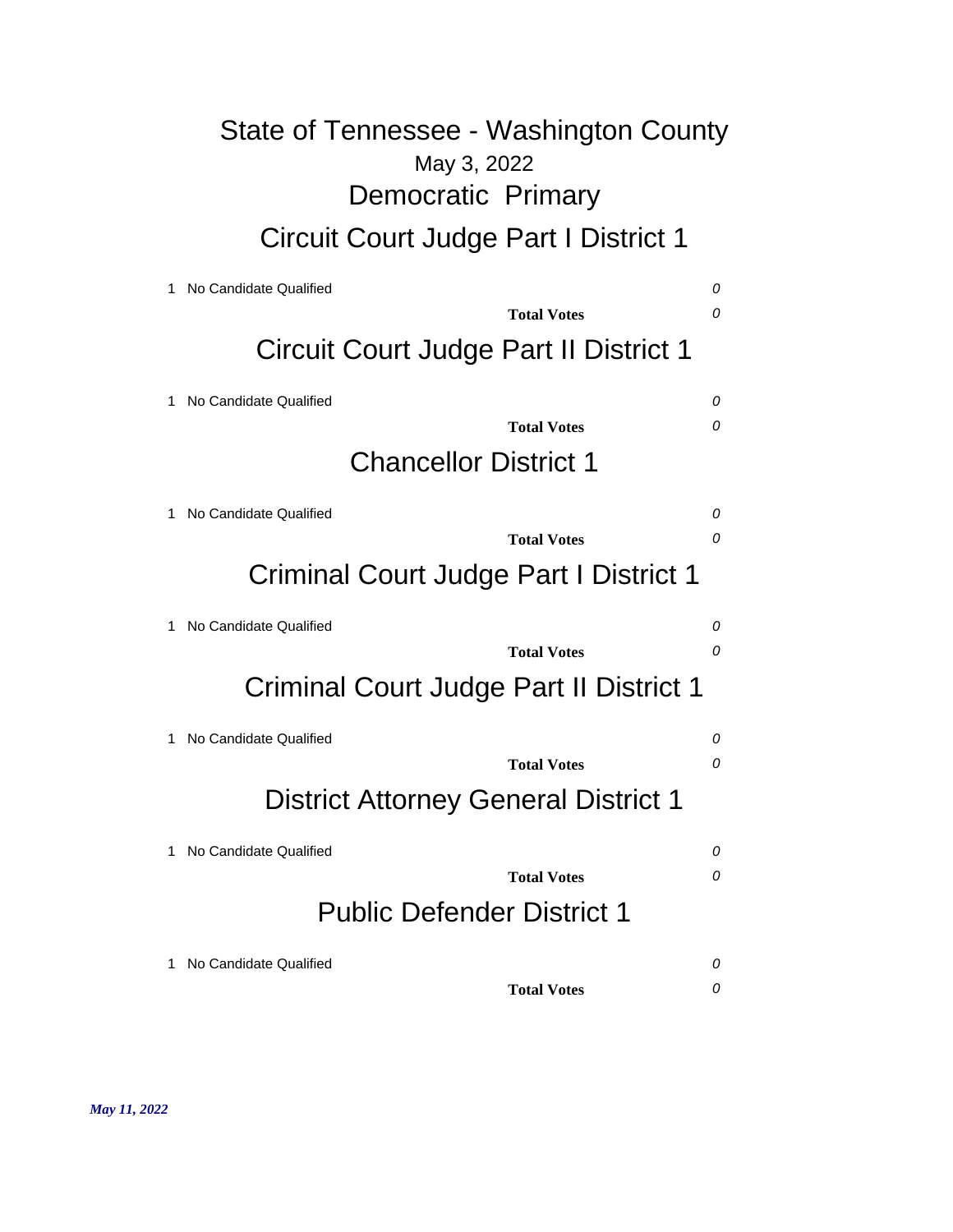# State of Tennessee - Washington County

May 3, 2022

## Democratic Primary

## Circuit Court Judge Part I District 1

| | | |
|---|---|---|
| 1 | No Candidate Qualified | *0* |
| | **Total Votes** | *0* |

## Circuit Court Judge Part II District 1

| | | |
|---|---|---|
| 1 | No Candidate Qualified | *0* |
| | **Total Votes** | *0* |

## Chancellor District 1

| | | |
|---|---|---|
| 1 | No Candidate Qualified | *0* |
| | **Total Votes** | *0* |

## Criminal Court Judge Part I District 1

| | | |
|---|---|---|
| 1 | No Candidate Qualified | *0* |
| | **Total Votes** | *0* |

## Criminal Court Judge Part II District 1

| | | |
|---|---|---|
| 1 | No Candidate Qualified | *0* |
| | **Total Votes** | *0* |

## District Attorney General District 1

| | | |
|---|---|---|
| 1 | No Candidate Qualified | *0* |
| | **Total Votes** | *0* |

## Public Defender District 1

| | | |
|---|---|---|
| 1 | No Candidate Qualified | *0* |
| | **Total Votes** | *0* |

***May 11, 2022***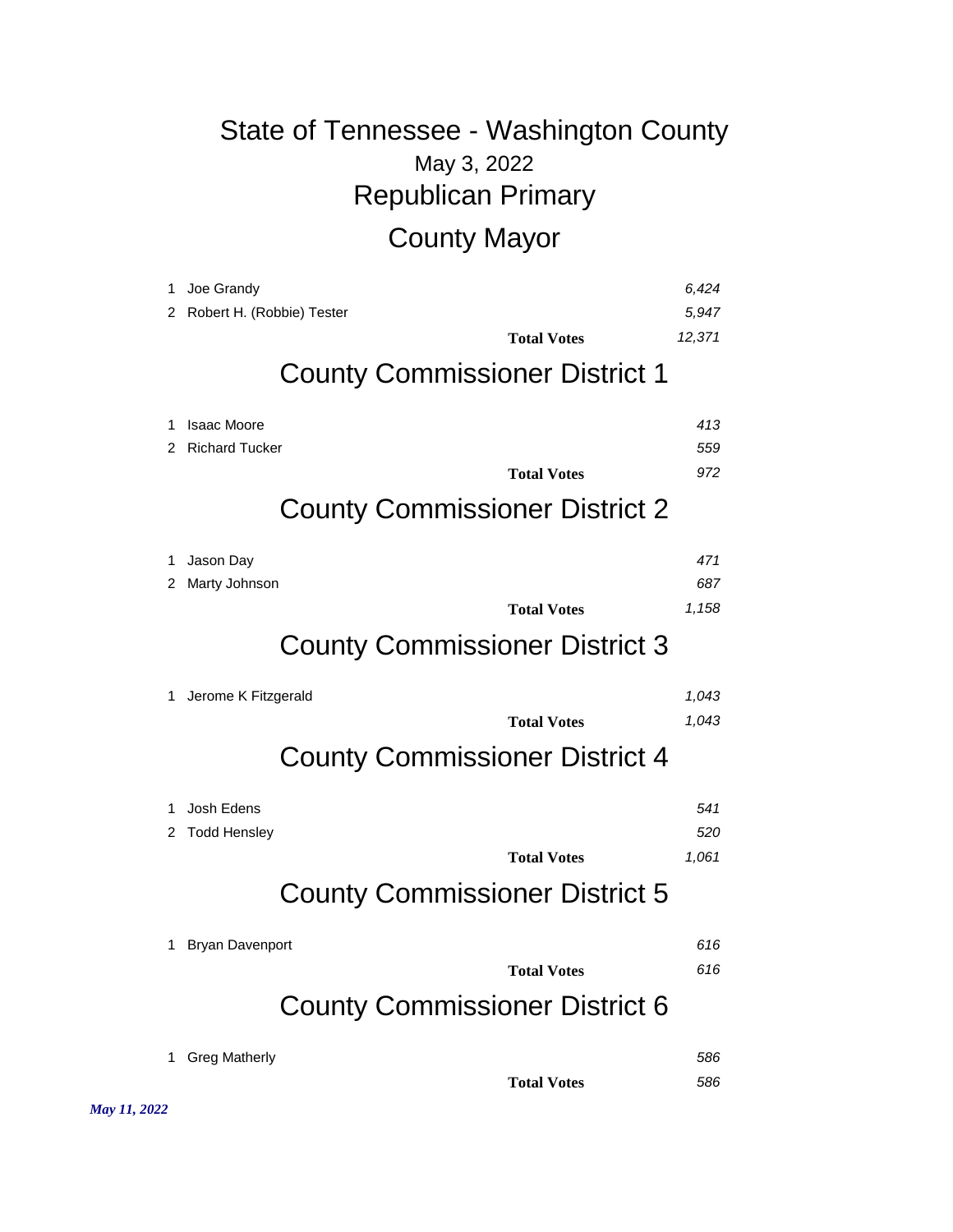# State of Tennessee - Washington County

May 3, 2022

## Republican Primary

## County Mayor

| | Candidate | Votes |
|---|---|---|
| 1 | Joe Grandy | *6,424* |
| 2 | Robert H. (Robbie) Tester | *5,947* |
| | **Total Votes** | *12,371* |

## County Commissioner District 1

| | Candidate | Votes |
|---|---|---|
| 1 | Isaac Moore | *413* |
| 2 | Richard Tucker | *559* |
| | **Total Votes** | *972* |

## County Commissioner District 2

| | Candidate | Votes |
|---|---|---|
| 1 | Jason Day | *471* |
| 2 | Marty Johnson | *687* |
| | **Total Votes** | *1,158* |

## County Commissioner District 3

| | Candidate | Votes |
|---|---|---|
| 1 | Jerome K Fitzgerald | *1,043* |
| | **Total Votes** | *1,043* |

## County Commissioner District 4

| | Candidate | Votes |
|---|---|---|
| 1 | Josh Edens | *541* |
| 2 | Todd Hensley | *520* |
| | **Total Votes** | *1,061* |

## County Commissioner District 5

| | Candidate | Votes |
|---|---|---|
| 1 | Bryan Davenport | *616* |
| | **Total Votes** | *616* |

## County Commissioner District 6

| | Candidate | Votes |
|---|---|---|
| 1 | Greg Matherly | *586* |
| | **Total Votes** | *586* |

*May 11, 2022*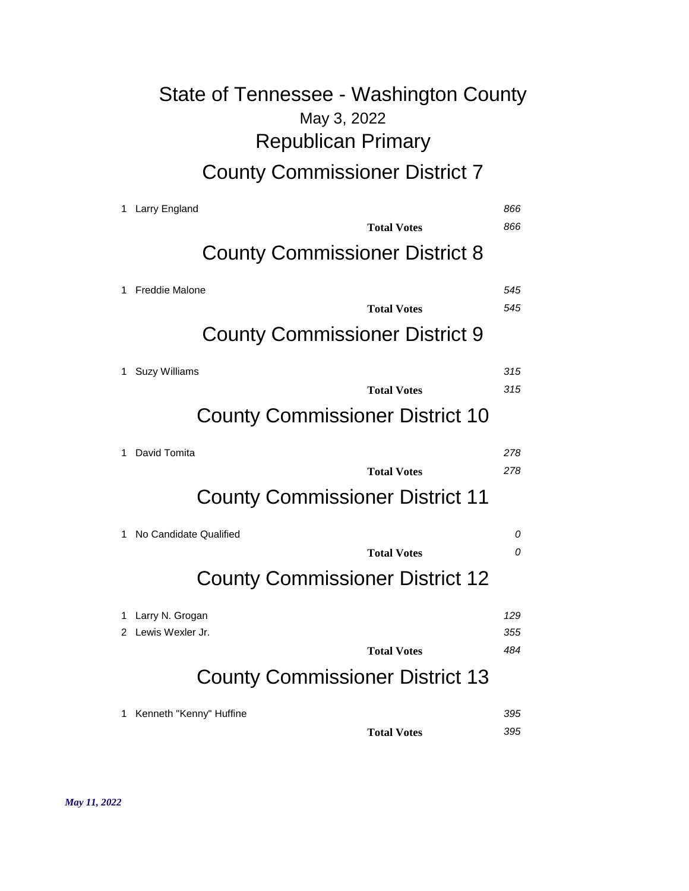# State of Tennessee - Washington County

May 3, 2022

## Republican Primary

### County Commissioner District 7

| | Candidate | Votes |
|---|---|---|
| 1 | Larry England | *866* |
| | **Total Votes** | *866* |

### County Commissioner District 8

| | Candidate | Votes |
|---|---|---|
| 1 | Freddie Malone | *545* |
| | **Total Votes** | *545* |

### County Commissioner District 9

| | Candidate | Votes |
|---|---|---|
| 1 | Suzy Williams | *315* |
| | **Total Votes** | *315* |

### County Commissioner District 10

| | Candidate | Votes |
|---|---|---|
| 1 | David Tomita | *278* |
| | **Total Votes** | *278* |

### County Commissioner District 11

| | Candidate | Votes |
|---|---|---|
| 1 | No Candidate Qualified | *0* |
| | **Total Votes** | *0* |

### County Commissioner District 12

| | Candidate | Votes |
|---|---|---|
| 1 | Larry N. Grogan | *129* |
| 2 | Lewis Wexler Jr. | *355* |
| | **Total Votes** | *484* |

### County Commissioner District 13

| | Candidate | Votes |
|---|---|---|
| 1 | Kenneth "Kenny" Huffine | *395* |
| | **Total Votes** | *395* |

***May 11, 2022***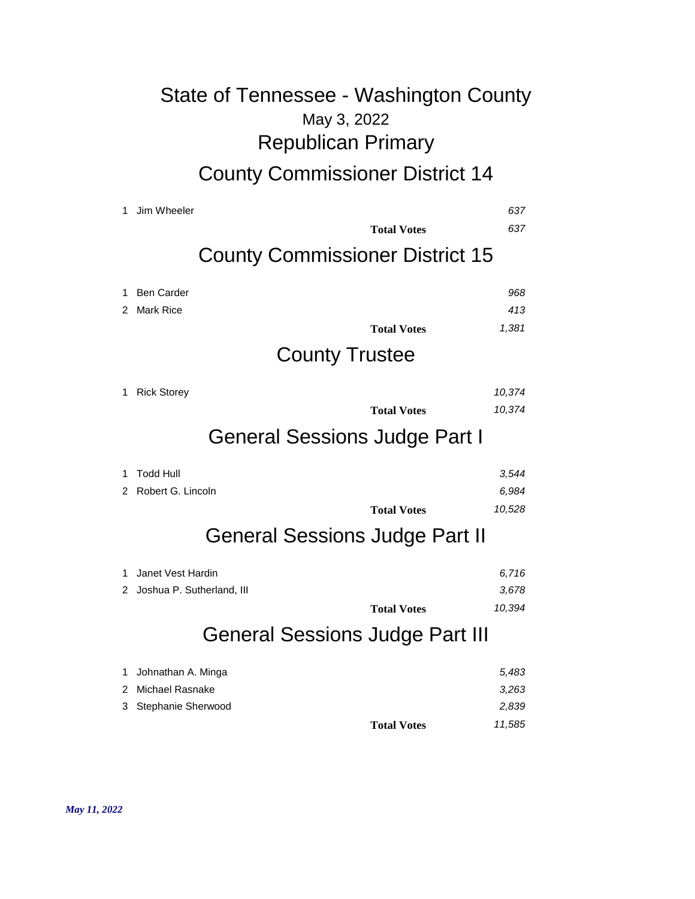# State of Tennessee - Washington County

May 3, 2022

## Republican Primary

## County Commissioner District 14

| # | Candidate | Votes |
|---|---|---|
| 1 | Jim Wheeler | *637* |
| | **Total Votes** | *637* |

## County Commissioner District 15

| # | Candidate | Votes |
|---|---|---|
| 1 | Ben Carder | *968* |
| 2 | Mark Rice | *413* |
| | **Total Votes** | *1,381* |

## County Trustee

| # | Candidate | Votes |
|---|---|---|
| 1 | Rick Storey | *10,374* |
| | **Total Votes** | *10,374* |

## General Sessions Judge Part I

| # | Candidate | Votes |
|---|---|---|
| 1 | Todd Hull | *3,544* |
| 2 | Robert G. Lincoln | *6,984* |
| | **Total Votes** | *10,528* |

## General Sessions Judge Part II

| # | Candidate | Votes |
|---|---|---|
| 1 | Janet Vest Hardin | *6,716* |
| 2 | Joshua P. Sutherland, III | *3,678* |
| | **Total Votes** | *10,394* |

## General Sessions Judge Part III

| # | Candidate | Votes |
|---|---|---|
| 1 | Johnathan A. Minga | *5,483* |
| 2 | Michael Rasnake | *3,263* |
| 3 | Stephanie Sherwood | *2,839* |
| | **Total Votes** | *11,585* |

*May 11, 2022*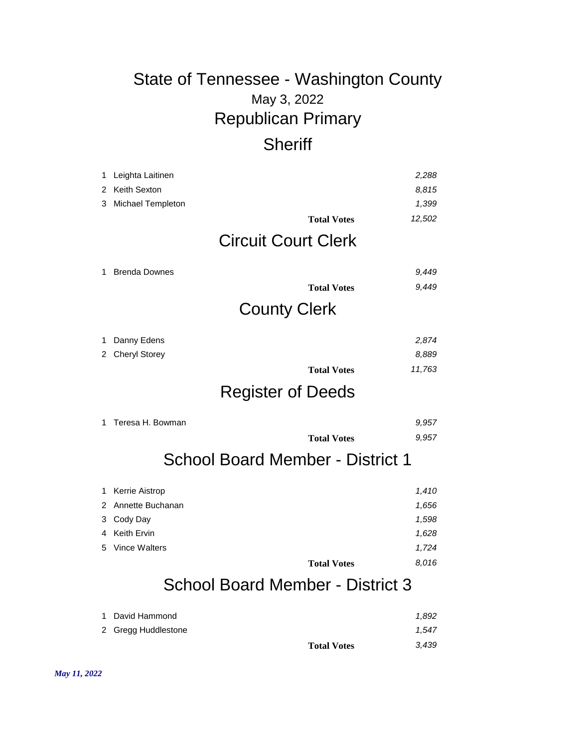# State of Tennessee - Washington County

May 3, 2022

## Republican Primary

### Sheriff

| | Candidate | Votes |
|---|---|---|
| 1 | Leighta Laitinen | *2,288* |
| 2 | Keith Sexton | *8,815* |
| 3 | Michael Templeton | *1,399* |
| | **Total Votes** | *12,502* |

### Circuit Court Clerk

| | Candidate | Votes |
|---|---|---|
| 1 | Brenda Downes | *9,449* |
| | **Total Votes** | *9,449* |

### County Clerk

| | Candidate | Votes |
|---|---|---|
| 1 | Danny Edens | *2,874* |
| 2 | Cheryl Storey | *8,889* |
| | **Total Votes** | *11,763* |

### Register of Deeds

| | Candidate | Votes |
|---|---|---|
| 1 | Teresa H. Bowman | *9,957* |
| | **Total Votes** | *9,957* |

### School Board Member - District 1

| | Candidate | Votes |
|---|---|---|
| 1 | Kerrie Aistrop | *1,410* |
| 2 | Annette Buchanan | *1,656* |
| 3 | Cody Day | *1,598* |
| 4 | Keith Ervin | *1,628* |
| 5 | Vince Walters | *1,724* |
| | **Total Votes** | *8,016* |

### School Board Member - District 3

| | Candidate | Votes |
|---|---|---|
| 1 | David Hammond | *1,892* |
| 2 | Gregg Huddlestone | *1,547* |
| | **Total Votes** | *3,439* |

*May 11, 2022*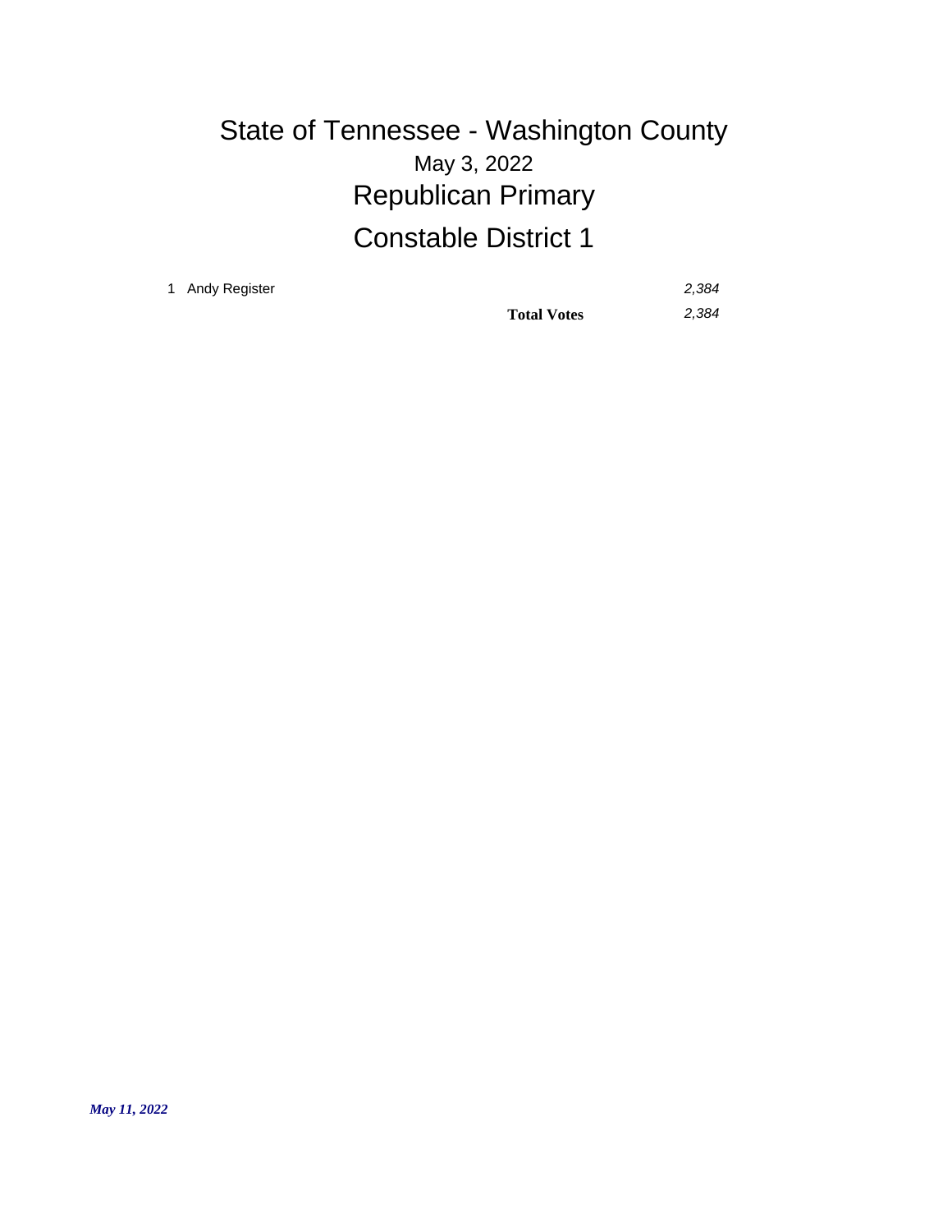# State of Tennessee - Washington County

May 3, 2022

## Republican Primary

## Constable District 1

| | Candidate | Votes |
|---|---|---|
| 1 | Andy Register | *2,384* |
| | **Total Votes** | *2,384* |

*May 11, 2022*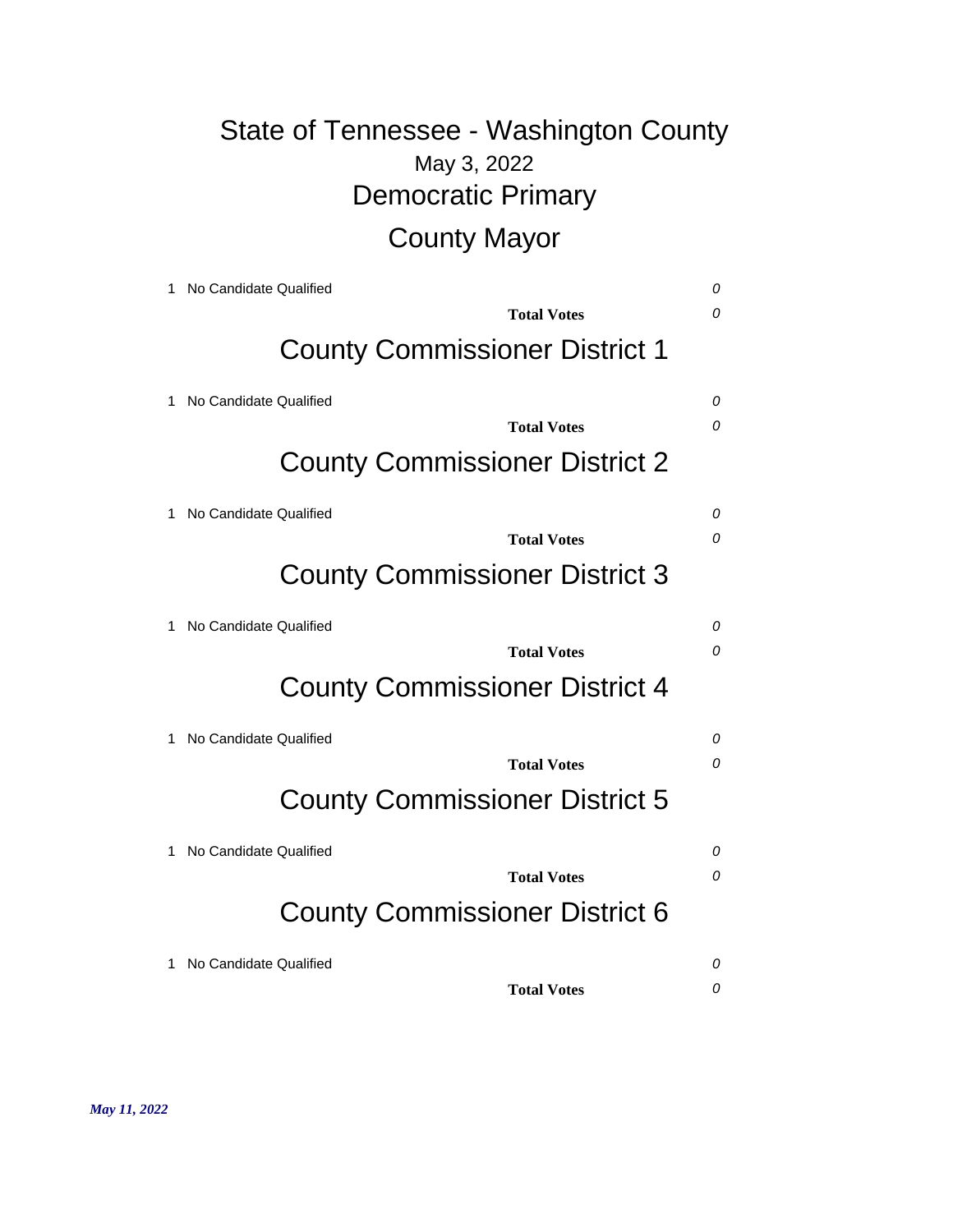# State of Tennessee - Washington County

May 3, 2022

## Democratic Primary

## County Mayor

| | | |
|---|---|---|
| 1 | No Candidate Qualified | *0* |
| | **Total Votes** | *0* |

## County Commissioner District 1

| | | |
|---|---|---|
| 1 | No Candidate Qualified | *0* |
| | **Total Votes** | *0* |

## County Commissioner District 2

| | | |
|---|---|---|
| 1 | No Candidate Qualified | *0* |
| | **Total Votes** | *0* |

## County Commissioner District 3

| | | |
|---|---|---|
| 1 | No Candidate Qualified | *0* |
| | **Total Votes** | *0* |

## County Commissioner District 4

| | | |
|---|---|---|
| 1 | No Candidate Qualified | *0* |
| | **Total Votes** | *0* |

## County Commissioner District 5

| | | |
|---|---|---|
| 1 | No Candidate Qualified | *0* |
| | **Total Votes** | *0* |

## County Commissioner District 6

| | | |
|---|---|---|
| 1 | No Candidate Qualified | *0* |
| | **Total Votes** | *0* |

***May 11, 2022***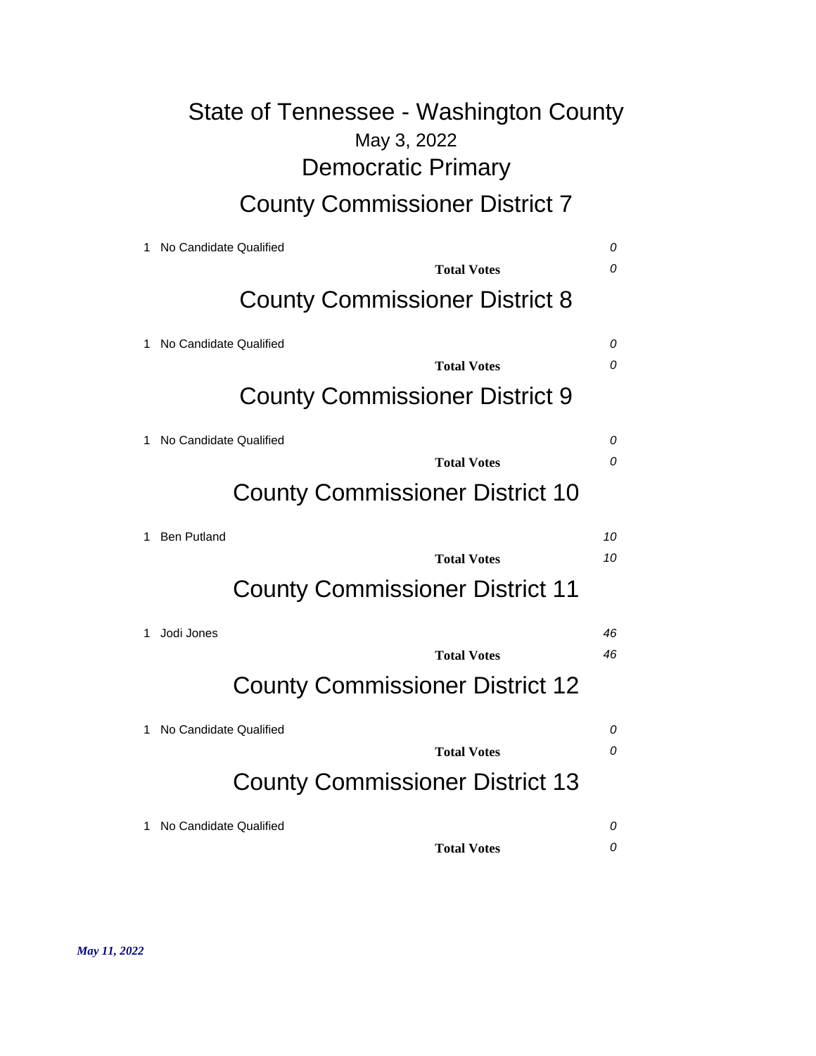# State of Tennessee - Washington County

May 3, 2022

## Democratic Primary

### County Commissioner District 7

| | | |
|---|---|---|
| 1 | No Candidate Qualified | *0* |
| | **Total Votes** | *0* |

### County Commissioner District 8

| | | |
|---|---|---|
| 1 | No Candidate Qualified | *0* |
| | **Total Votes** | *0* |

### County Commissioner District 9

| | | |
|---|---|---|
| 1 | No Candidate Qualified | *0* |
| | **Total Votes** | *0* |

### County Commissioner District 10

| | | |
|---|---|---|
| 1 | Ben Putland | *10* |
| | **Total Votes** | *10* |

### County Commissioner District 11

| | | |
|---|---|---|
| 1 | Jodi Jones | *46* |
| | **Total Votes** | *46* |

### County Commissioner District 12

| | | |
|---|---|---|
| 1 | No Candidate Qualified | *0* |
| | **Total Votes** | *0* |

### County Commissioner District 13

| | | |
|---|---|---|
| 1 | No Candidate Qualified | *0* |
| | **Total Votes** | *0* |

*May 11, 2022*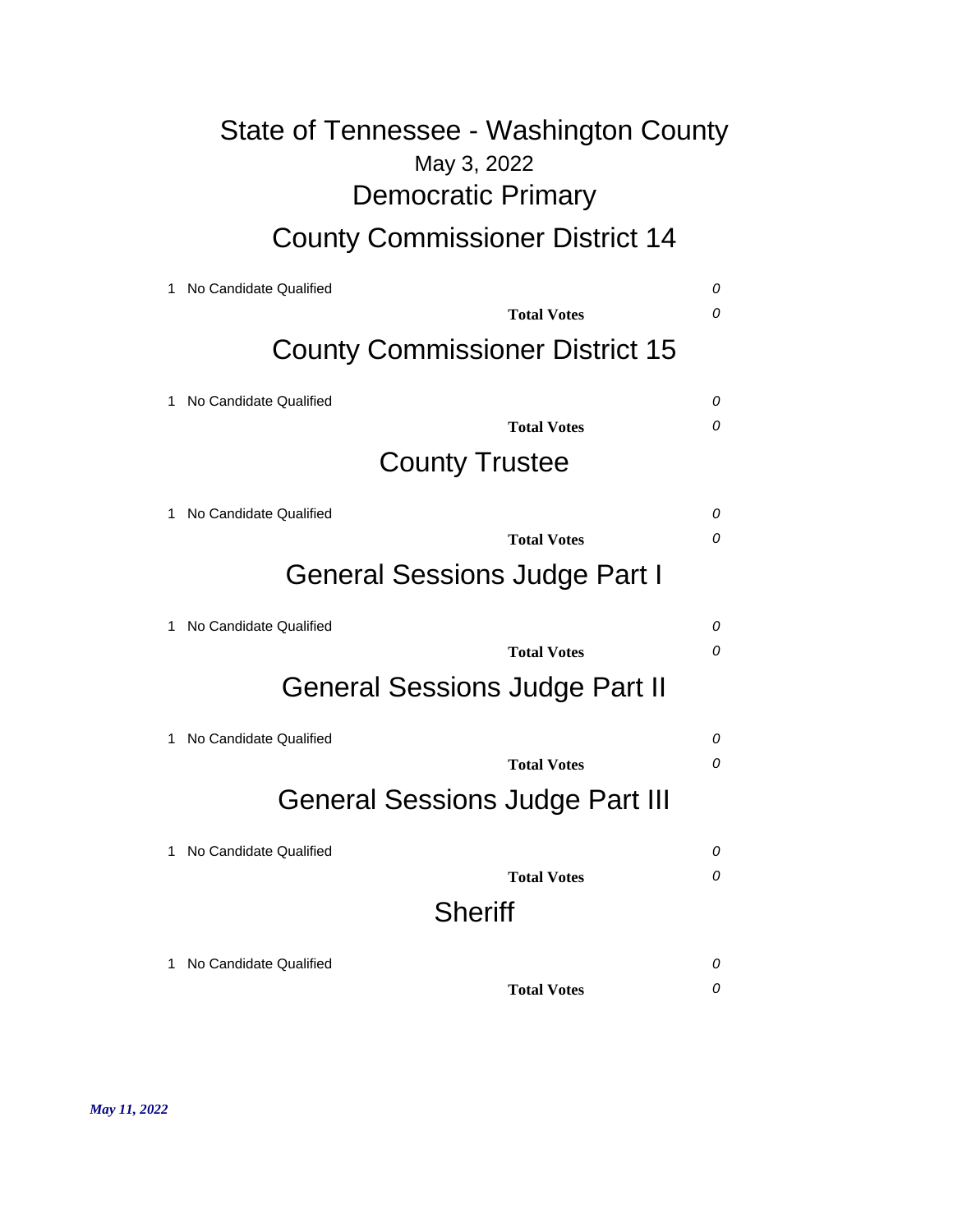# State of Tennessee - Washington County

May 3, 2022

## Democratic Primary

## County Commissioner District 14

| | | |
|---|---|---|
| 1 | No Candidate Qualified | *0* |
| | **Total Votes** | *0* |

## County Commissioner District 15

| | | |
|---|---|---|
| 1 | No Candidate Qualified | *0* |
| | **Total Votes** | *0* |

## County Trustee

| | | |
|---|---|---|
| 1 | No Candidate Qualified | *0* |
| | **Total Votes** | *0* |

## General Sessions Judge Part I

| | | |
|---|---|---|
| 1 | No Candidate Qualified | *0* |
| | **Total Votes** | *0* |

## General Sessions Judge Part II

| | | |
|---|---|---|
| 1 | No Candidate Qualified | *0* |
| | **Total Votes** | *0* |

## General Sessions Judge Part III

| | | |
|---|---|---|
| 1 | No Candidate Qualified | *0* |
| | **Total Votes** | *0* |

## Sheriff

| | | |
|---|---|---|
| 1 | No Candidate Qualified | *0* |
| | **Total Votes** | *0* |

***May 11, 2022***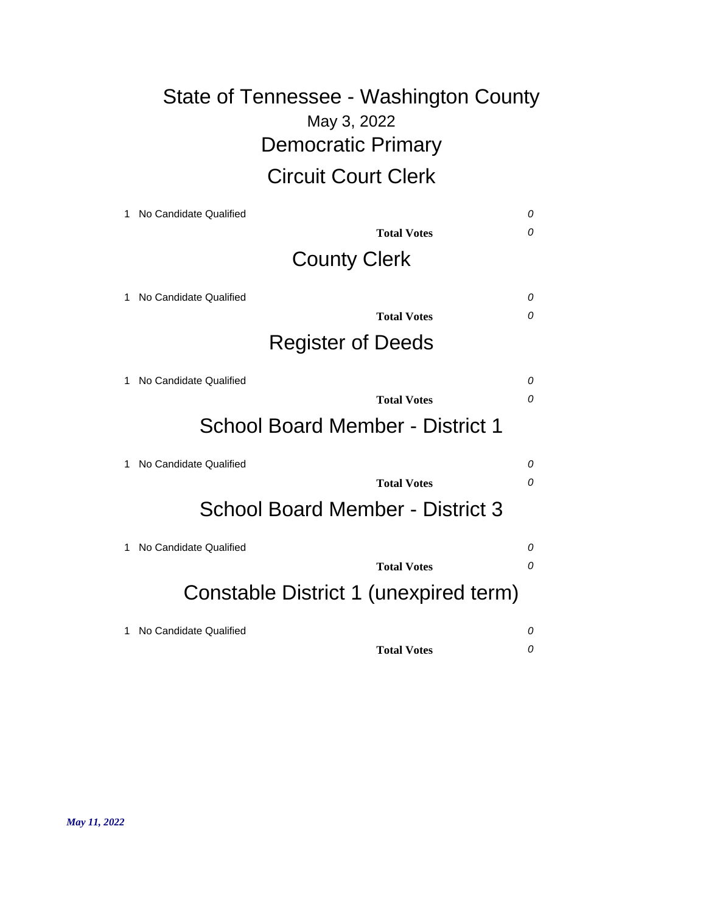# State of Tennessee - Washington County

May 3, 2022

## Democratic Primary

## Circuit Court Clerk

| | | |
|---|---|---|
| 1 | No Candidate Qualified | *0* |
| | **Total Votes** | *0* |

## County Clerk

| | | |
|---|---|---|
| 1 | No Candidate Qualified | *0* |
| | **Total Votes** | *0* |

## Register of Deeds

| | | |
|---|---|---|
| 1 | No Candidate Qualified | *0* |
| | **Total Votes** | *0* |

## School Board Member - District 1

| | | |
|---|---|---|
| 1 | No Candidate Qualified | *0* |
| | **Total Votes** | *0* |

## School Board Member - District 3

| | | |
|---|---|---|
| 1 | No Candidate Qualified | *0* |
| | **Total Votes** | *0* |

## Constable District 1 (unexpired term)

| | | |
|---|---|---|
| 1 | No Candidate Qualified | *0* |
| | **Total Votes** | *0* |